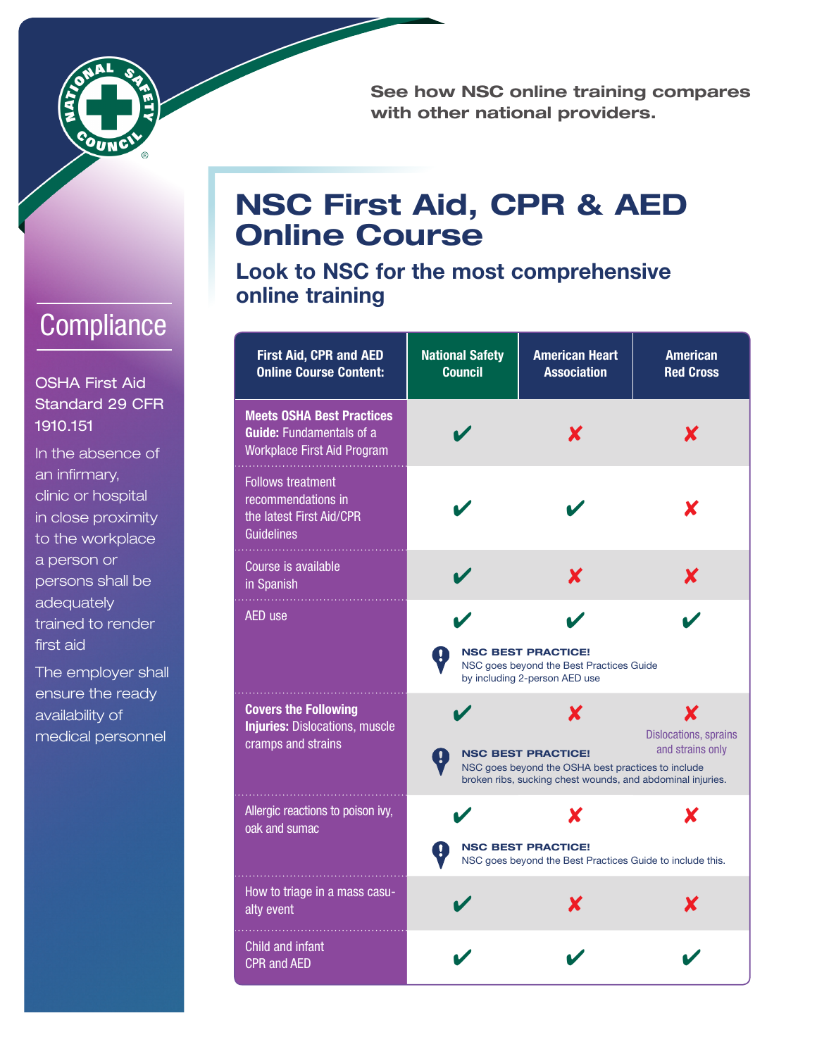See how NSC online training compares with other national providers.

# NSC First Aid, CPR & AED Online Course

## Look to NSC for the most comprehensive online training

## Compliance

OSHA First Aid Standard 29 CFR 1910.151

In the absence of an infirmary, clinic or hospital in close proximity to the workplace a person or persons shall be adequately trained to render first aid

The employer shall ensure the ready availability of medical personnel

| First Aid, CPR and AED Online Course Content: | National Safety Council | American Heart Association | American Red Cross |
|---|---|---|---|
| **Meets OSHA Best Practices Guide:** Fundamentals of a Workplace First Aid Program | ✔ | ✘ | ✘ |
| Follows treatment recommendations in the latest First Aid/CPR Guidelines | ✔ | ✔ | ✘ |
| Course is available in Spanish | ✔ | ✘ | ✘ |
| AED use | ✔ | ✔ | ✔ |
| | **NSC BEST PRACTICE!** NSC goes beyond the Best Practices Guide by including 2-person AED use | | |
| **Covers the Following Injuries:** Dislocations, muscle cramps and strains | ✔ | ✘ | ✘ Dislocations, sprains and strains only |
| | **NSC BEST PRACTICE!** NSC goes beyond the OSHA best practices to include broken ribs, sucking chest wounds, and abdominal injuries. | | |
| Allergic reactions to poison ivy, oak and sumac | ✔ | ✘ | ✘ |
| | **NSC BEST PRACTICE!** NSC goes beyond the Best Practices Guide to include this. | | |
| How to triage in a mass casualty event | ✔ | ✘ | ✘ |
| Child and infant CPR and AED | ✔ | ✔ | ✔ |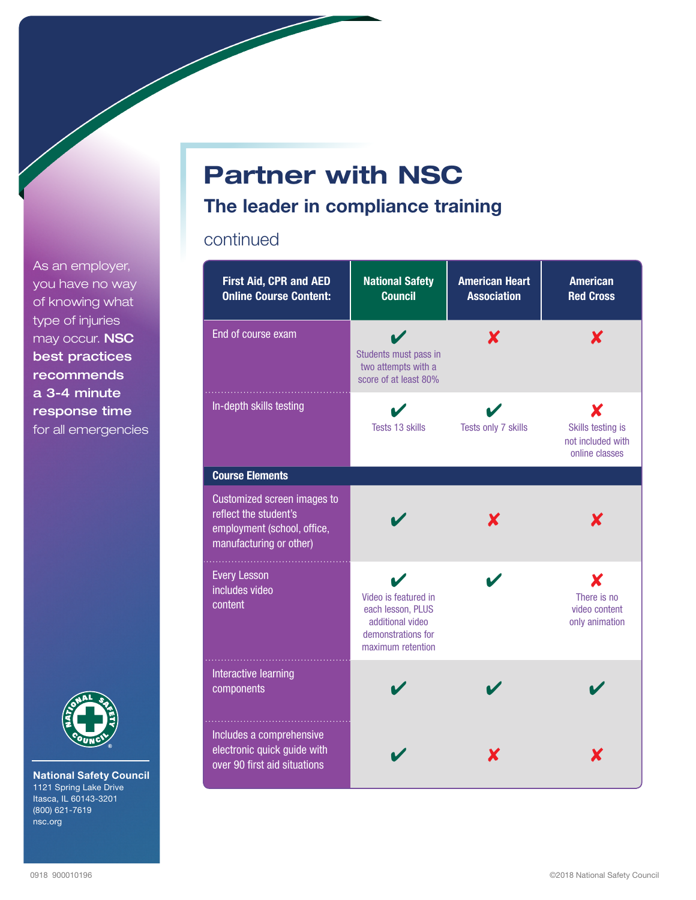# Partner with NSC

## The leader in compliance training

continued

As an employer, you have no way of knowing what type of injuries may occur. **NSC best practices recommends a 3-4 minute response time** for all emergencies

| First Aid, CPR and AED Online Course Content: | National Safety Council | American Heart Association | American Red Cross |
|---|---|---|---|
| End of course exam | ✔ Students must pass in two attempts with a score of at least 80% | ✘ | ✘ |
| In-depth skills testing | ✔ Tests 13 skills | ✔ Tests only 7 skills | ✘ Skills testing is not included with online classes |
| **Course Elements** | | | |
| Customized screen images to reflect the student's employment (school, office, manufacturing or other) | ✔ | ✘ | ✘ |
| Every Lesson includes video content | ✔ Video is featured in each lesson, PLUS additional video demonstrations for maximum retention | ✔ | ✘ There is no video content only animation |
| Interactive learning components | ✔ | ✔ | ✔ |
| Includes a comprehensive electronic quick guide with over 90 first aid situations | ✔ | ✘ | ✘ |

**National Safety Council**
1121 Spring Lake Drive
Itasca, IL 60143-3201
(800) 621-7619
nsc.org

0918 900010196

©2018 National Safety Council